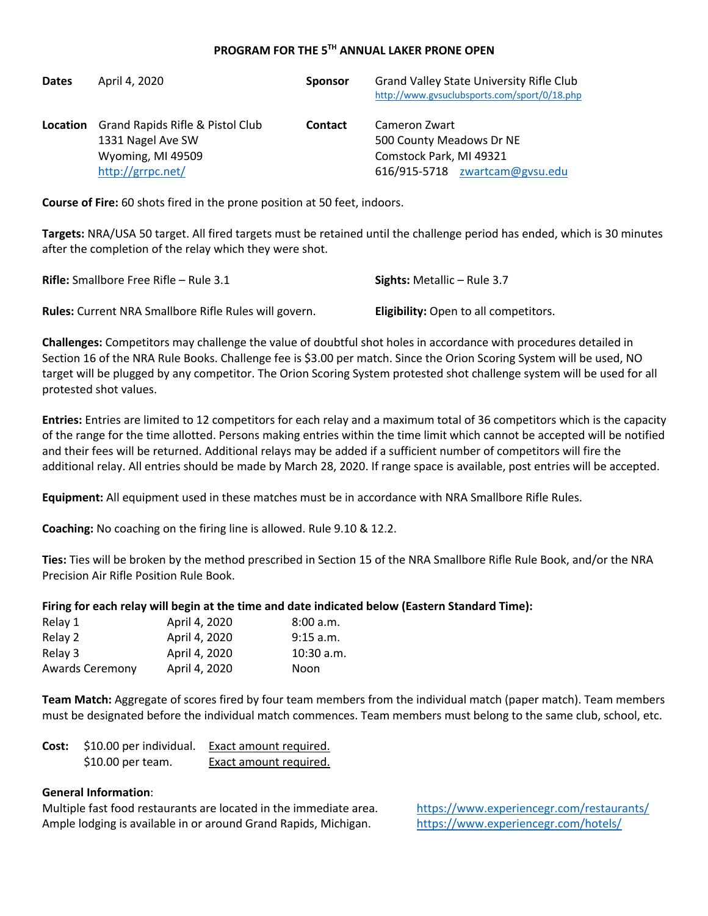# PROGRAM FOR THE 5TH ANNUAL LAKER PRONE OPEN

| | | | |
|---|---|---|---|
| **Dates** | April 4, 2020 | **Sponsor** | Grand Valley State University Rifle Club<br>http://www.gvsuclubsports.com/sport/0/18.php |
| **Location** | Grand Rapids Rifle & Pistol Club<br>1331 Nagel Ave SW<br>Wyoming, MI 49509<br>http://grrpc.net/ | **Contact** | Cameron Zwart<br>500 County Meadows Dr NE<br>Comstock Park, MI 49321<br>616/915-5718 zwartcam@gvsu.edu |

**Course of Fire:** 60 shots fired in the prone position at 50 feet, indoors.

**Targets:** NRA/USA 50 target. All fired targets must be retained until the challenge period has ended, which is 30 minutes after the completion of the relay which they were shot.

**Rifle:** Smallbore Free Rifle – Rule 3.1

**Sights:** Metallic – Rule 3.7

**Rules:** Current NRA Smallbore Rifle Rules will govern.

**Eligibility:** Open to all competitors.

**Challenges:** Competitors may challenge the value of doubtful shot holes in accordance with procedures detailed in Section 16 of the NRA Rule Books. Challenge fee is $3.00 per match. Since the Orion Scoring System will be used, NO target will be plugged by any competitor. The Orion Scoring System protested shot challenge system will be used for all protested shot values.

**Entries:** Entries are limited to 12 competitors for each relay and a maximum total of 36 competitors which is the capacity of the range for the time allotted. Persons making entries within the time limit which cannot be accepted will be notified and their fees will be returned. Additional relays may be added if a sufficient number of competitors will fire the additional relay. All entries should be made by March 28, 2020. If range space is available, post entries will be accepted.

**Equipment:** All equipment used in these matches must be in accordance with NRA Smallbore Rifle Rules.

**Coaching:** No coaching on the firing line is allowed. Rule 9.10 & 12.2.

**Ties:** Ties will be broken by the method prescribed in Section 15 of the NRA Smallbore Rifle Rule Book, and/or the NRA Precision Air Rifle Position Rule Book.

**Firing for each relay will begin at the time and date indicated below (Eastern Standard Time):**

| | | |
|---|---|---|
| Relay 1 | April 4, 2020 | 8:00 a.m. |
| Relay 2 | April 4, 2020 | 9:15 a.m. |
| Relay 3 | April 4, 2020 | 10:30 a.m. |
| Awards Ceremony | April 4, 2020 | Noon |

**Team Match:** Aggregate of scores fired by four team members from the individual match (paper match). Team members must be designated before the individual match commences. Team members must belong to the same club, school, etc.

**Cost:** $10.00 per individual. Exact amount required.
$10.00 per team. Exact amount required.

**General Information**:
Multiple fast food restaurants are located in the immediate area. https://www.experiencegr.com/restaurants/
Ample lodging is available in or around Grand Rapids, Michigan. https://www.experiencegr.com/hotels/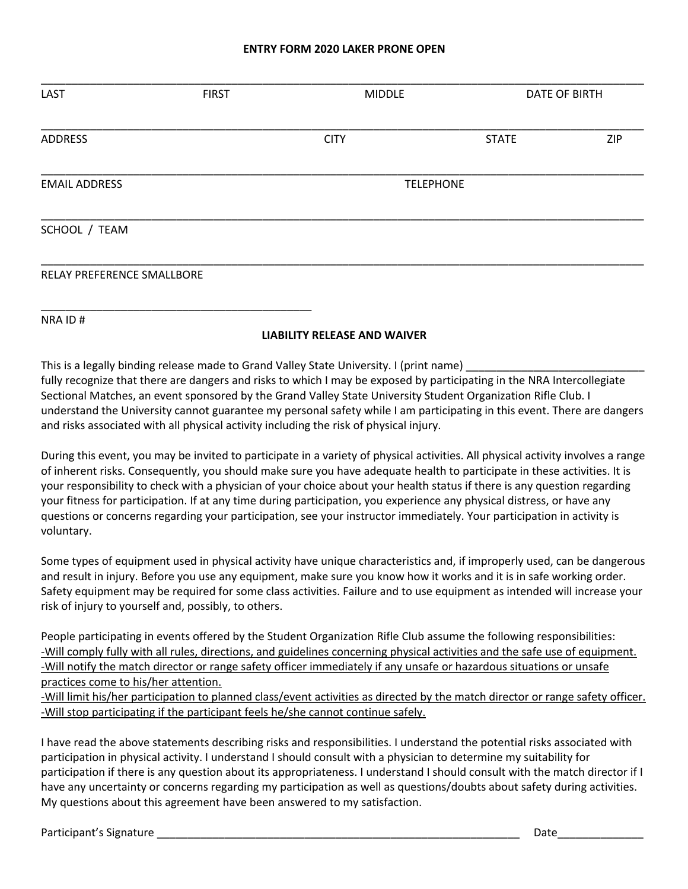**ENTRY FORM 2020 LAKER PRONE OPEN**

______________________________________________________________________________

LAST FIRST MIDDLE DATE OF BIRTH

______________________________________________________________________________

ADDRESS CITY STATE ZIP

______________________________________________________________________________

EMAIL ADDRESS TELEPHONE

______________________________________________________________________________

SCHOOL / TEAM

______________________________________________________________________________

RELAY PREFERENCE SMALLBORE

_____________________________________________

NRA ID #

## LIABILITY RELEASE AND WAIVER

This is a legally binding release made to Grand Valley State University. I (print name) ____________________________ fully recognize that there are dangers and risks to which I may be exposed by participating in the NRA Intercollegiate Sectional Matches, an event sponsored by the Grand Valley State University Student Organization Rifle Club. I understand the University cannot guarantee my personal safety while I am participating in this event. There are dangers and risks associated with all physical activity including the risk of physical injury.

During this event, you may be invited to participate in a variety of physical activities. All physical activity involves a range of inherent risks. Consequently, you should make sure you have adequate health to participate in these activities. It is your responsibility to check with a physician of your choice about your health status if there is any question regarding your fitness for participation. If at any time during participation, you experience any physical distress, or have any questions or concerns regarding your participation, see your instructor immediately. Your participation in activity is voluntary.

Some types of equipment used in physical activity have unique characteristics and, if improperly used, can be dangerous and result in injury. Before you use any equipment, make sure you know how it works and it is in safe working order. Safety equipment may be required for some class activities. Failure and to use equipment as intended will increase your risk of injury to yourself and, possibly, to others.

People participating in events offered by the Student Organization Rifle Club assume the following responsibilities:
<u>-Will comply fully with all rules, directions, and guidelines concerning physical activities and the safe use of equipment.</u>
<u>-Will notify the match director or range safety officer immediately if any unsafe or hazardous situations or unsafe practices come to his/her attention.</u>
<u>-Will limit his/her participation to planned class/event activities as directed by the match director or range safety officer.</u>
<u>-Will stop participating if the participant feels he/she cannot continue safely.</u>

I have read the above statements describing risks and responsibilities. I understand the potential risks associated with participation in physical activity. I understand I should consult with a physician to determine my suitability for participation if there is any question about its appropriateness. I understand I should consult with the match director if I have any uncertainty or concerns regarding my participation as well as questions/doubts about safety during activities. My questions about this agreement have been answered to my satisfaction.

Participant's Signature _____________________________________________________________ Date______________